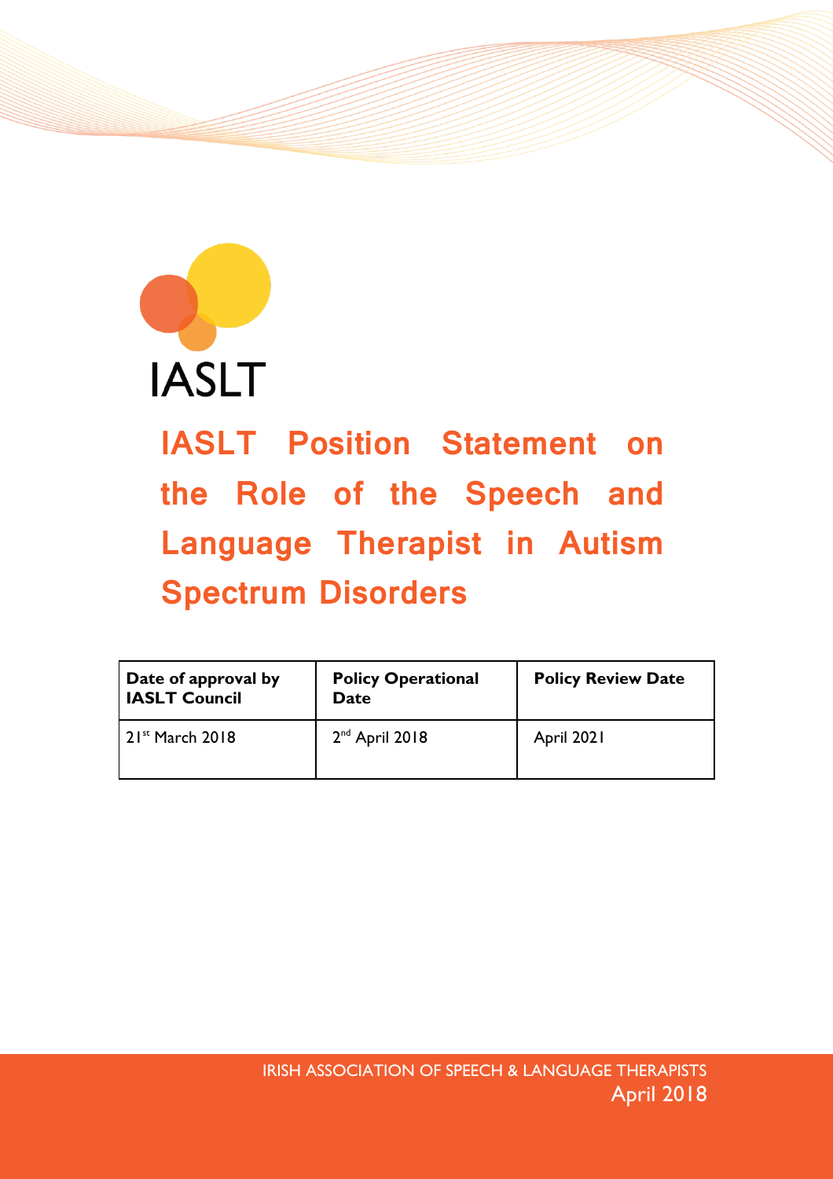IASLT

# IASLT Position Statement on the Role of the Speech and Language Therapist in Autism Spectrum Disorders

| Date of approval by IASLT Council | Policy Operational Date | Policy Review Date |
| --- | --- | --- |
| 21st March 2018 | 2nd April 2018 | April 2021 |

IRISH ASSOCIATION OF SPEECH & LANGUAGE THERAPISTS

April 2018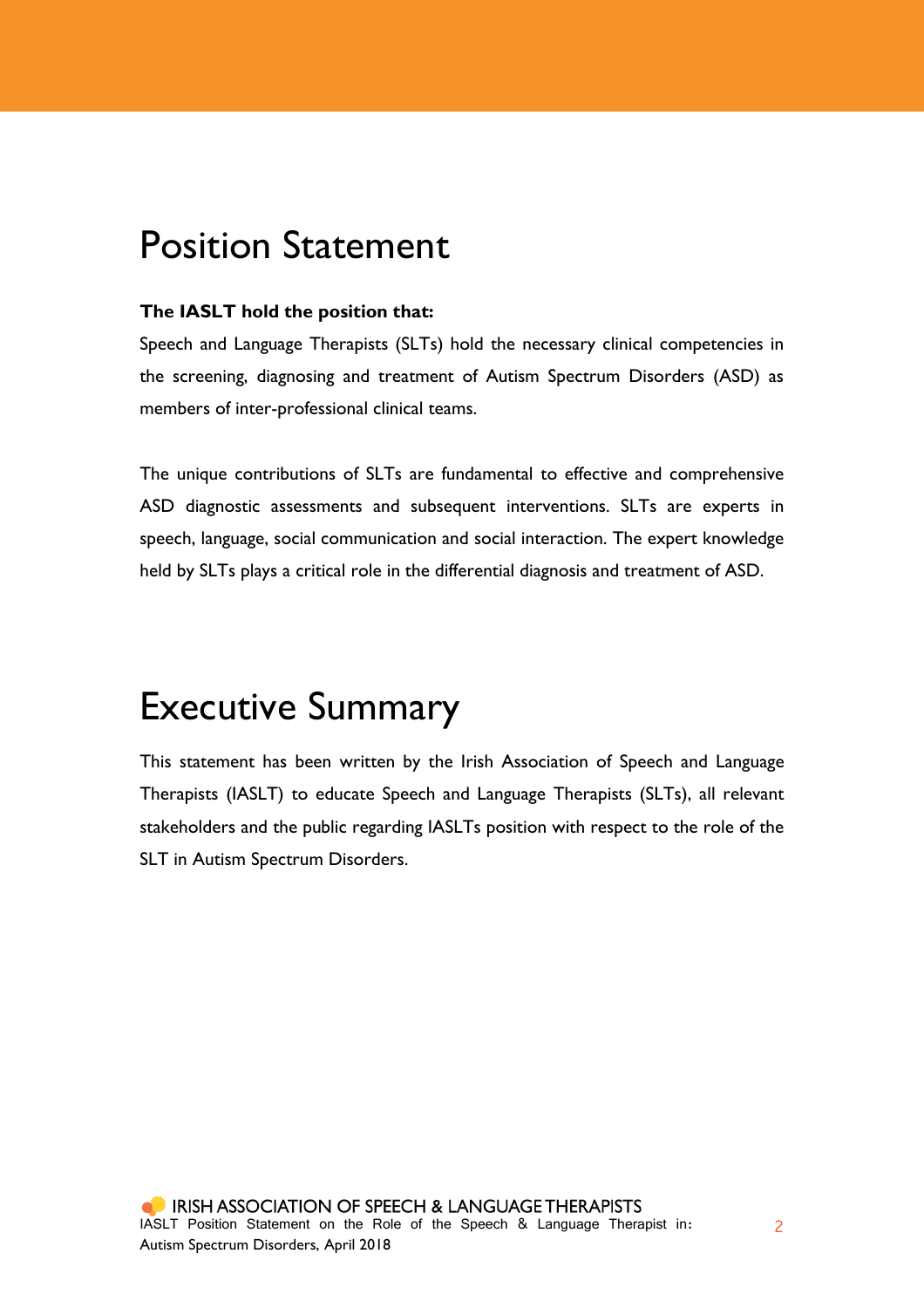# Position Statement

**The IASLT hold the position that:**

Speech and Language Therapists (SLTs) hold the necessary clinical competencies in the screening, diagnosing and treatment of Autism Spectrum Disorders (ASD) as members of inter-professional clinical teams.

The unique contributions of SLTs are fundamental to effective and comprehensive ASD diagnostic assessments and subsequent interventions. SLTs are experts in speech, language, social communication and social interaction. The expert knowledge held by SLTs plays a critical role in the differential diagnosis and treatment of ASD.

# Executive Summary

This statement has been written by the Irish Association of Speech and Language Therapists (IASLT) to educate Speech and Language Therapists (SLTs), all relevant stakeholders and the public regarding IASLTs position with respect to the role of the SLT in Autism Spectrum Disorders.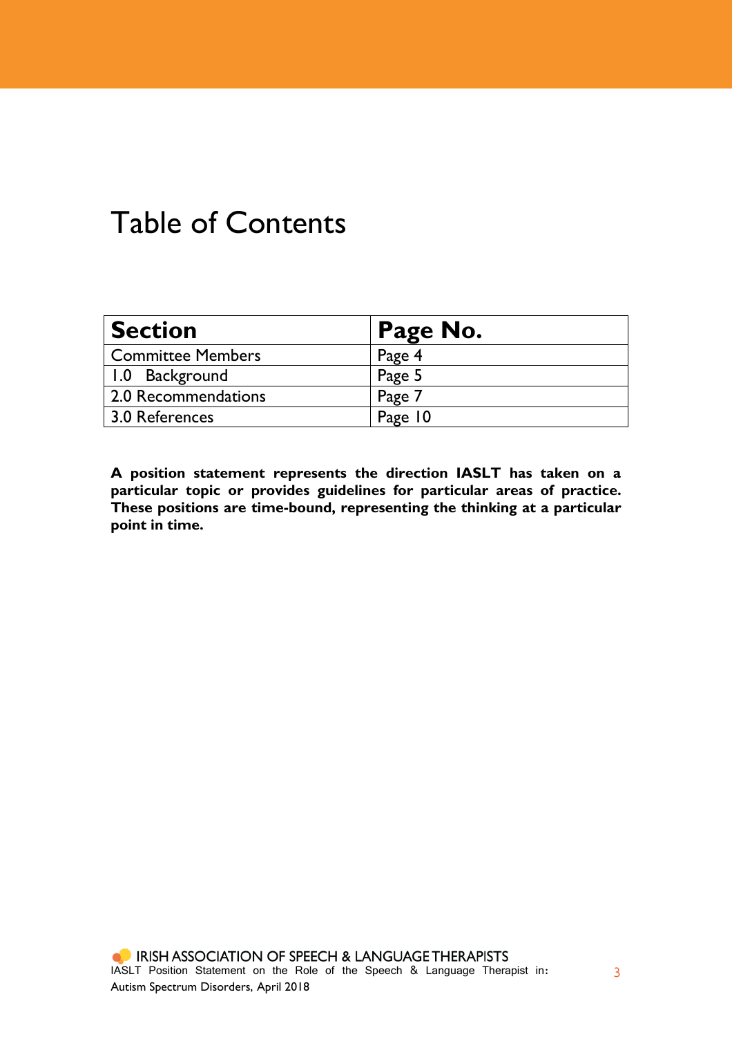# Table of Contents

| Section | Page No. |
| --- | --- |
| Committee Members | Page 4 |
| 1.0 Background | Page 5 |
| 2.0 Recommendations | Page 7 |
| 3.0 References | Page 10 |

**A position statement represents the direction IASLT has taken on a particular topic or provides guidelines for particular areas of practice. These positions are time-bound, representing the thinking at a particular point in time.**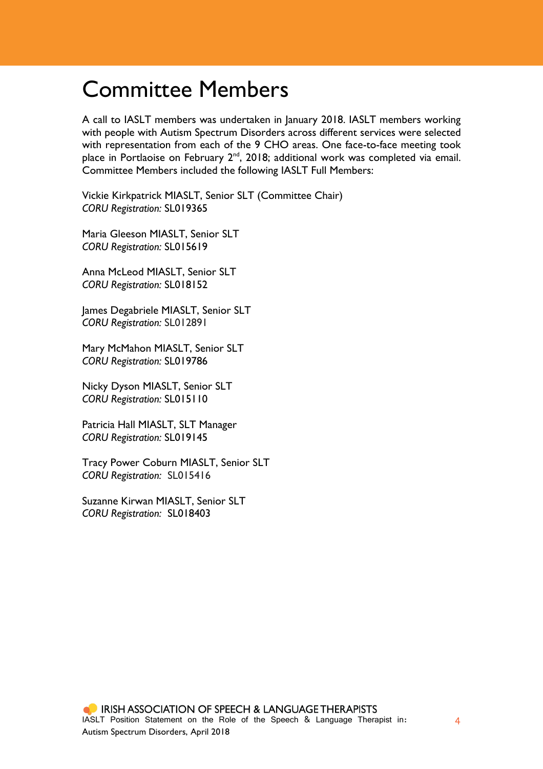# Committee Members

A call to IASLT members was undertaken in January 2018. IASLT members working with people with Autism Spectrum Disorders across different services were selected with representation from each of the 9 CHO areas. One face-to-face meeting took place in Portlaoise on February 2nd, 2018; additional work was completed via email. Committee Members included the following IASLT Full Members:

Vickie Kirkpatrick MIASLT, Senior SLT (Committee Chair)
*CORU Registration:* SL019365

Maria Gleeson MIASLT, Senior SLT
*CORU Registration:* SL015619

Anna McLeod MIASLT, Senior SLT
*CORU Registration:* SL018152

James Degabriele MIASLT, Senior SLT
*CORU Registration:* SL012891

Mary McMahon MIASLT, Senior SLT
*CORU Registration:* SL019786

Nicky Dyson MIASLT, Senior SLT
*CORU Registration:* SL015110

Patricia Hall MIASLT, SLT Manager
*CORU Registration:* SL019145

Tracy Power Coburn MIASLT, Senior SLT
*CORU Registration:* SL015416

Suzanne Kirwan MIASLT, Senior SLT
*CORU Registration:* SL018403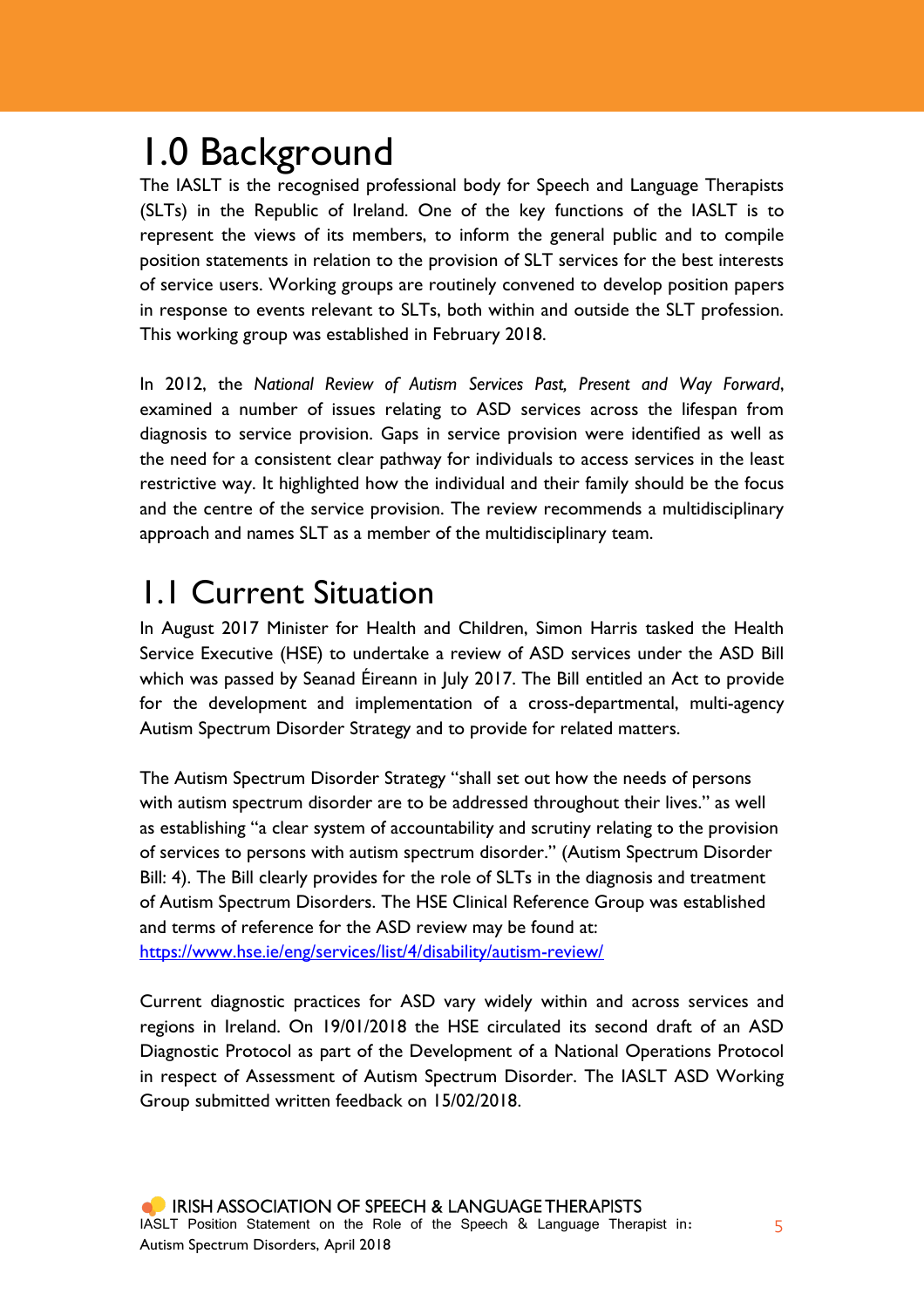# 1.0 Background

The IASLT is the recognised professional body for Speech and Language Therapists (SLTs) in the Republic of Ireland. One of the key functions of the IASLT is to represent the views of its members, to inform the general public and to compile position statements in relation to the provision of SLT services for the best interests of service users. Working groups are routinely convened to develop position papers in response to events relevant to SLTs, both within and outside the SLT profession. This working group was established in February 2018.

In 2012, the *National Review of Autism Services Past, Present and Way Forward*, examined a number of issues relating to ASD services across the lifespan from diagnosis to service provision. Gaps in service provision were identified as well as the need for a consistent clear pathway for individuals to access services in the least restrictive way. It highlighted how the individual and their family should be the focus and the centre of the service provision. The review recommends a multidisciplinary approach and names SLT as a member of the multidisciplinary team.

# 1.1 Current Situation

In August 2017 Minister for Health and Children, Simon Harris tasked the Health Service Executive (HSE) to undertake a review of ASD services under the ASD Bill which was passed by Seanad Éireann in July 2017. The Bill entitled an Act to provide for the development and implementation of a cross-departmental, multi-agency Autism Spectrum Disorder Strategy and to provide for related matters.

The Autism Spectrum Disorder Strategy "shall set out how the needs of persons with autism spectrum disorder are to be addressed throughout their lives." as well as establishing "a clear system of accountability and scrutiny relating to the provision of services to persons with autism spectrum disorder." (Autism Spectrum Disorder Bill: 4). The Bill clearly provides for the role of SLTs in the diagnosis and treatment of Autism Spectrum Disorders. The HSE Clinical Reference Group was established and terms of reference for the ASD review may be found at:
https://www.hse.ie/eng/services/list/4/disability/autism-review/

Current diagnostic practices for ASD vary widely within and across services and regions in Ireland. On 19/01/2018 the HSE circulated its second draft of an ASD Diagnostic Protocol as part of the Development of a National Operations Protocol in respect of Assessment of Autism Spectrum Disorder. The IASLT ASD Working Group submitted written feedback on 15/02/2018.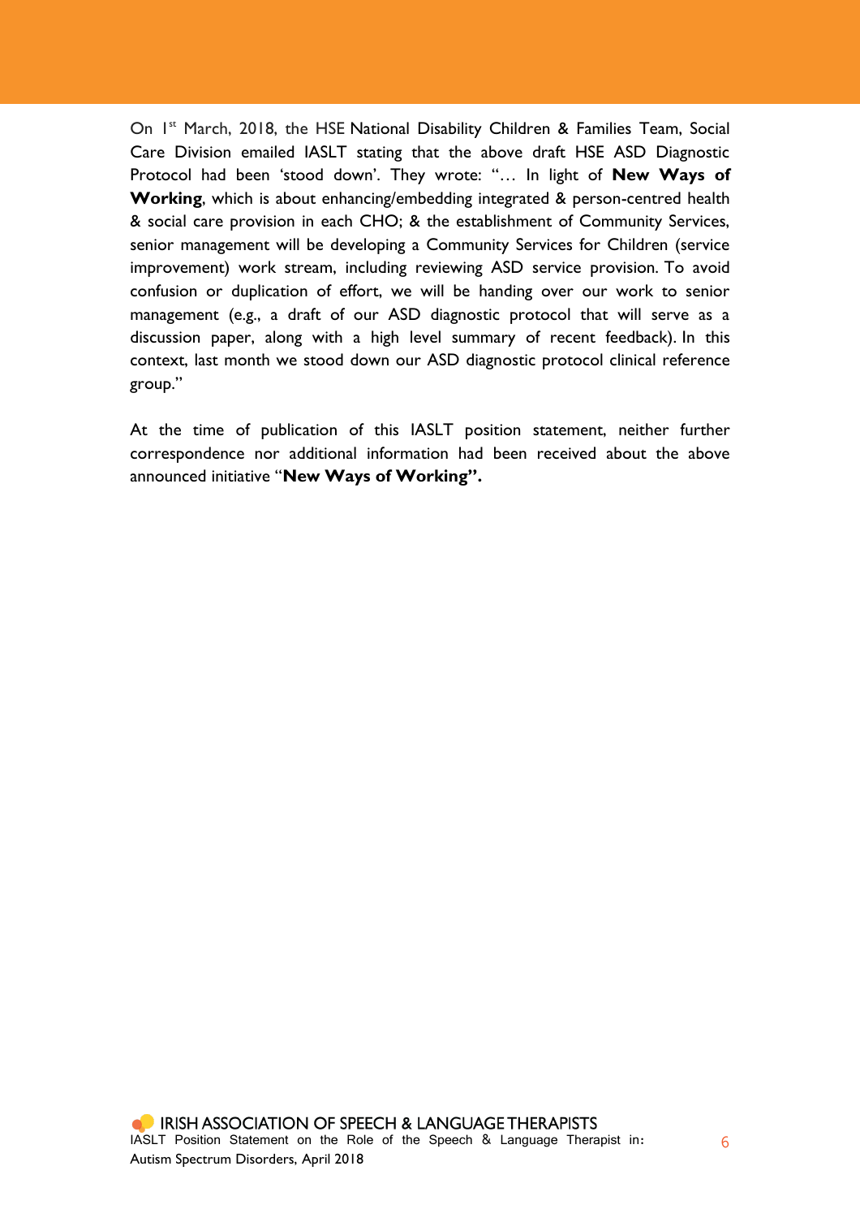On 1st March, 2018, the HSE National Disability Children & Families Team, Social Care Division emailed IASLT stating that the above draft HSE ASD Diagnostic Protocol had been 'stood down'. They wrote: "… In light of **New Ways of Working**, which is about enhancing/embedding integrated & person-centred health & social care provision in each CHO; & the establishment of Community Services, senior management will be developing a Community Services for Children (service improvement) work stream, including reviewing ASD service provision. To avoid confusion or duplication of effort, we will be handing over our work to senior management (e.g., a draft of our ASD diagnostic protocol that will serve as a discussion paper, along with a high level summary of recent feedback). In this context, last month we stood down our ASD diagnostic protocol clinical reference group."

At the time of publication of this IASLT position statement, neither further correspondence nor additional information had been received about the above announced initiative "**New Ways of Working".**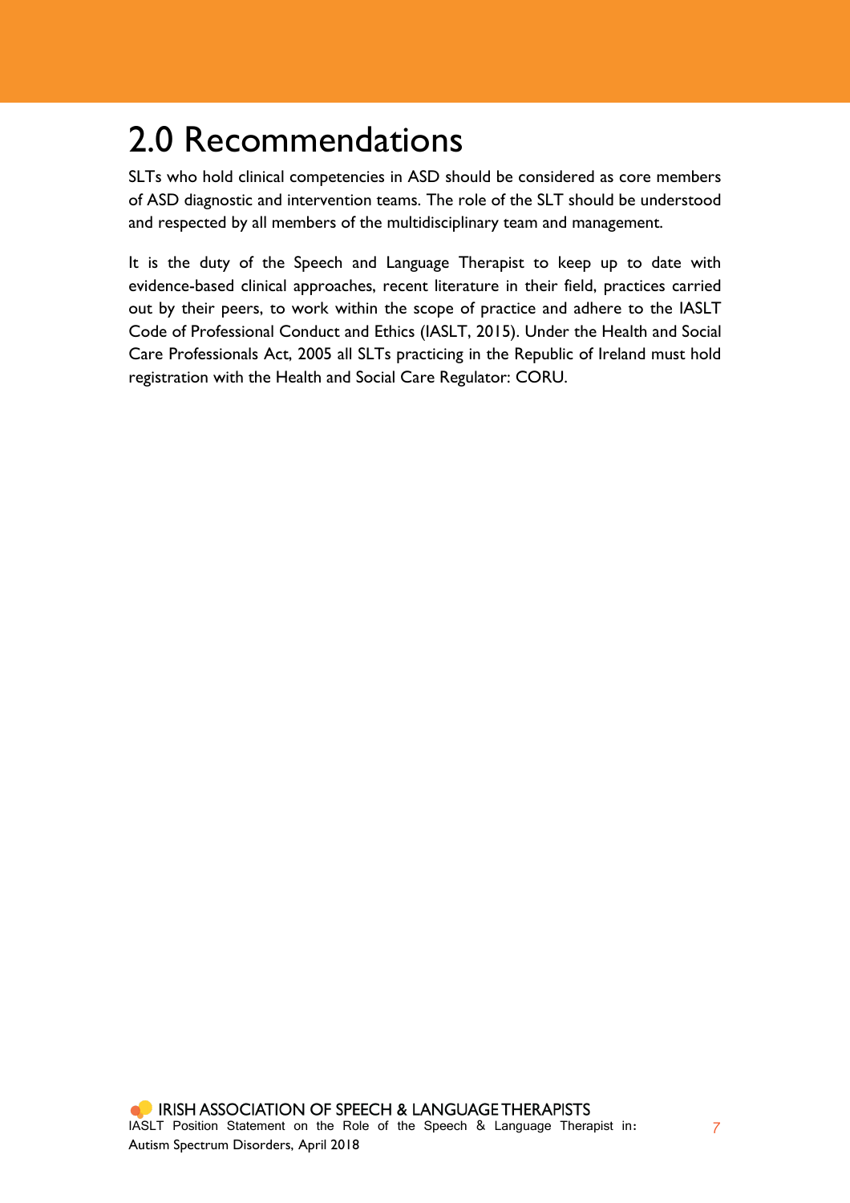# 2.0 Recommendations

SLTs who hold clinical competencies in ASD should be considered as core members of ASD diagnostic and intervention teams. The role of the SLT should be understood and respected by all members of the multidisciplinary team and management.

It is the duty of the Speech and Language Therapist to keep up to date with evidence-based clinical approaches, recent literature in their field, practices carried out by their peers, to work within the scope of practice and adhere to the IASLT Code of Professional Conduct and Ethics (IASLT, 2015). Under the Health and Social Care Professionals Act, 2005 all SLTs practicing in the Republic of Ireland must hold registration with the Health and Social Care Regulator: CORU.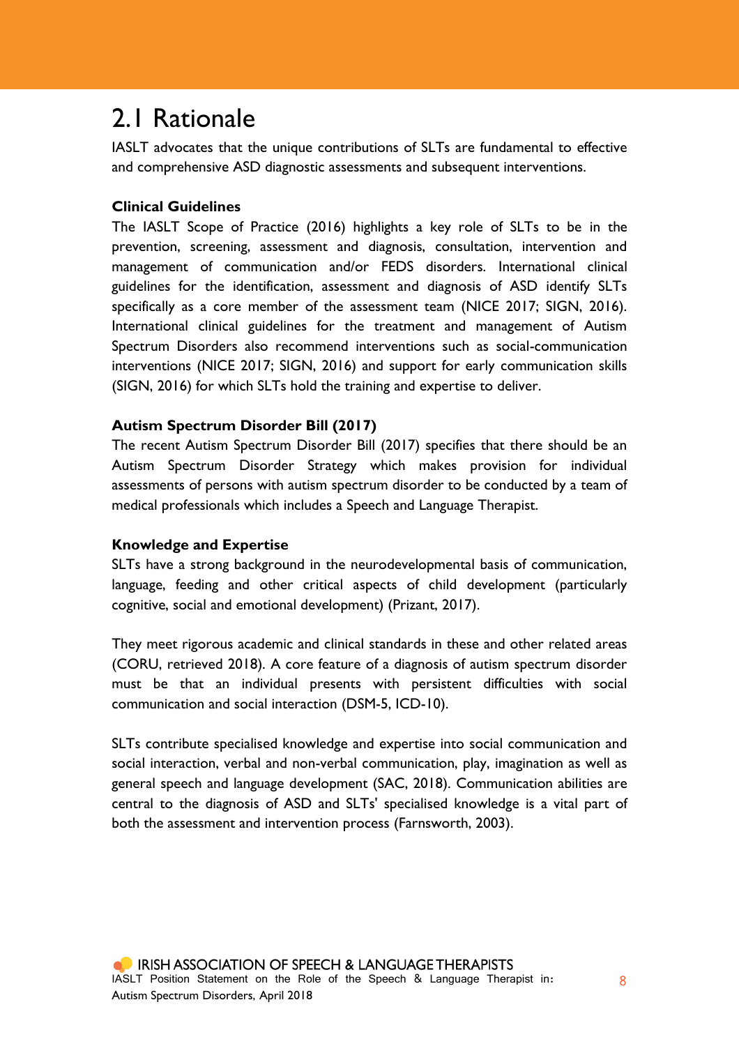## 2.1 Rationale

IASLT advocates that the unique contributions of SLTs are fundamental to effective and comprehensive ASD diagnostic assessments and subsequent interventions.

**Clinical Guidelines**

The IASLT Scope of Practice (2016) highlights a key role of SLTs to be in the prevention, screening, assessment and diagnosis, consultation, intervention and management of communication and/or FEDS disorders. International clinical guidelines for the identification, assessment and diagnosis of ASD identify SLTs specifically as a core member of the assessment team (NICE 2017; SIGN, 2016). International clinical guidelines for the treatment and management of Autism Spectrum Disorders also recommend interventions such as social-communication interventions (NICE 2017; SIGN, 2016) and support for early communication skills (SIGN, 2016) for which SLTs hold the training and expertise to deliver.

**Autism Spectrum Disorder Bill (2017)**

The recent Autism Spectrum Disorder Bill (2017) specifies that there should be an Autism Spectrum Disorder Strategy which makes provision for individual assessments of persons with autism spectrum disorder to be conducted by a team of medical professionals which includes a Speech and Language Therapist.

**Knowledge and Expertise**

SLTs have a strong background in the neurodevelopmental basis of communication, language, feeding and other critical aspects of child development (particularly cognitive, social and emotional development) (Prizant, 2017).

They meet rigorous academic and clinical standards in these and other related areas (CORU, retrieved 2018). A core feature of a diagnosis of autism spectrum disorder must be that an individual presents with persistent difficulties with social communication and social interaction (DSM-5, ICD-10).

SLTs contribute specialised knowledge and expertise into social communication and social interaction, verbal and non-verbal communication, play, imagination as well as general speech and language development (SAC, 2018). Communication abilities are central to the diagnosis of ASD and SLTs' specialised knowledge is a vital part of both the assessment and intervention process (Farnsworth, 2003).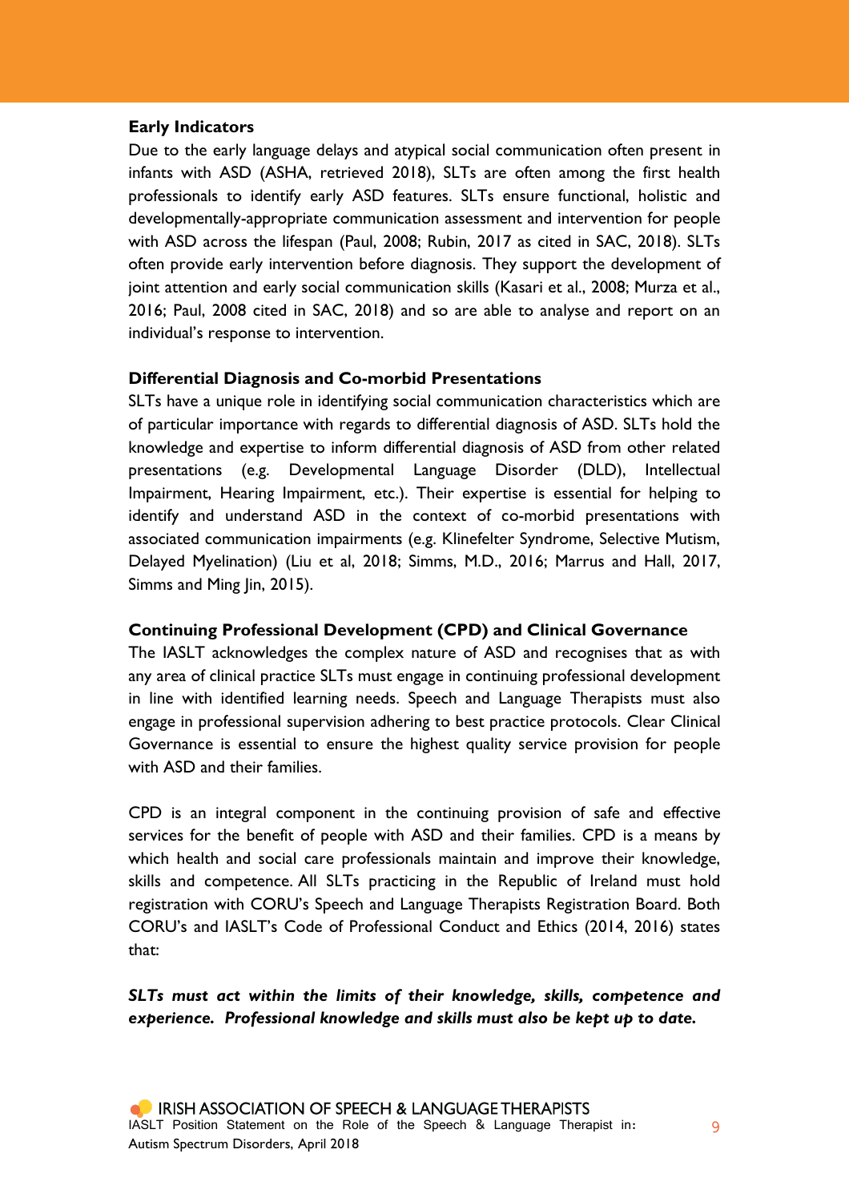**Early Indicators**

Due to the early language delays and atypical social communication often present in infants with ASD (ASHA, retrieved 2018), SLTs are often among the first health professionals to identify early ASD features. SLTs ensure functional, holistic and developmentally-appropriate communication assessment and intervention for people with ASD across the lifespan (Paul, 2008; Rubin, 2017 as cited in SAC, 2018). SLTs often provide early intervention before diagnosis. They support the development of joint attention and early social communication skills (Kasari et al., 2008; Murza et al., 2016; Paul, 2008 cited in SAC, 2018) and so are able to analyse and report on an individual's response to intervention.

**Differential Diagnosis and Co-morbid Presentations**

SLTs have a unique role in identifying social communication characteristics which are of particular importance with regards to differential diagnosis of ASD. SLTs hold the knowledge and expertise to inform differential diagnosis of ASD from other related presentations (e.g. Developmental Language Disorder (DLD), Intellectual Impairment, Hearing Impairment, etc.). Their expertise is essential for helping to identify and understand ASD in the context of co-morbid presentations with associated communication impairments (e.g. Klinefelter Syndrome, Selective Mutism, Delayed Myelination) (Liu et al, 2018; Simms, M.D., 2016; Marrus and Hall, 2017, Simms and Ming Jin, 2015).

**Continuing Professional Development (CPD) and Clinical Governance**

The IASLT acknowledges the complex nature of ASD and recognises that as with any area of clinical practice SLTs must engage in continuing professional development in line with identified learning needs. Speech and Language Therapists must also engage in professional supervision adhering to best practice protocols. Clear Clinical Governance is essential to ensure the highest quality service provision for people with ASD and their families.

CPD is an integral component in the continuing provision of safe and effective services for the benefit of people with ASD and their families. CPD is a means by which health and social care professionals maintain and improve their knowledge, skills and competence. All SLTs practicing in the Republic of Ireland must hold registration with CORU's Speech and Language Therapists Registration Board. Both CORU's and IASLT's Code of Professional Conduct and Ethics (2014, 2016) states that:

***SLTs must act within the limits of their knowledge, skills, competence and experience. Professional knowledge and skills must also be kept up to date.***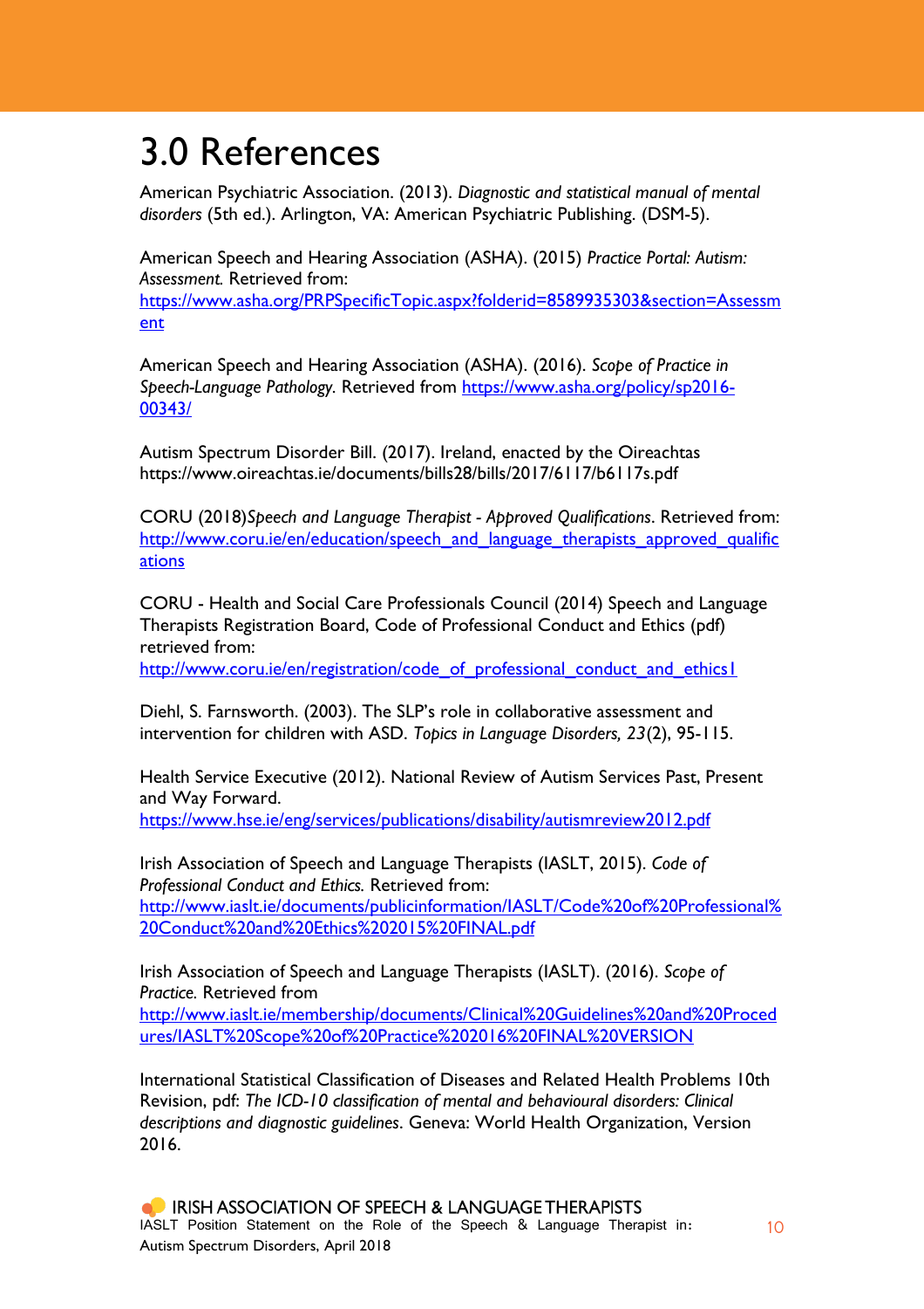# 3.0 References

American Psychiatric Association. (2013). *Diagnostic and statistical manual of mental disorders* (5th ed.). Arlington, VA: American Psychiatric Publishing. (DSM-5).

American Speech and Hearing Association (ASHA). (2015) *Practice Portal: Autism: Assessment.* Retrieved from: https://www.asha.org/PRPSpecificTopic.aspx?folderid=8589935303&section=Assessment

American Speech and Hearing Association (ASHA). (2016). *Scope of Practice in Speech-Language Pathology.* Retrieved from https://www.asha.org/policy/sp2016-00343/

Autism Spectrum Disorder Bill. (2017). Ireland, enacted by the Oireachtas https://www.oireachtas.ie/documents/bills28/bills/2017/6117/b6117s.pdf

CORU (2018)*Speech and Language Therapist - Approved Qualifications*. Retrieved from: http://www.coru.ie/en/education/speech_and_language_therapists_approved_qualifications

CORU - Health and Social Care Professionals Council (2014) Speech and Language Therapists Registration Board, Code of Professional Conduct and Ethics (pdf) retrieved from: http://www.coru.ie/en/registration/code_of_professional_conduct_and_ethics1

Diehl, S. Farnsworth. (2003). The SLP's role in collaborative assessment and intervention for children with ASD. *Topics in Language Disorders, 23*(2), 95-115.

Health Service Executive (2012). National Review of Autism Services Past, Present and Way Forward. https://www.hse.ie/eng/services/publications/disability/autismreview2012.pdf

Irish Association of Speech and Language Therapists (IASLT, 2015). *Code of Professional Conduct and Ethics.* Retrieved from: http://www.iaslt.ie/documents/publicinformation/IASLT/Code%20of%20Professional%20Conduct%20and%20Ethics%202015%20FINAL.pdf

Irish Association of Speech and Language Therapists (IASLT). (2016). *Scope of Practice.* Retrieved from http://www.iaslt.ie/membership/documents/Clinical%20Guidelines%20and%20Procedures/IASLT%20Scope%20of%20Practice%202016%20FINAL%20VERSION

International Statistical Classification of Diseases and Related Health Problems 10th Revision, pdf: *The ICD-10 classification of mental and behavioural disorders: Clinical descriptions and diagnostic guidelines*. Geneva: World Health Organization, Version 2016.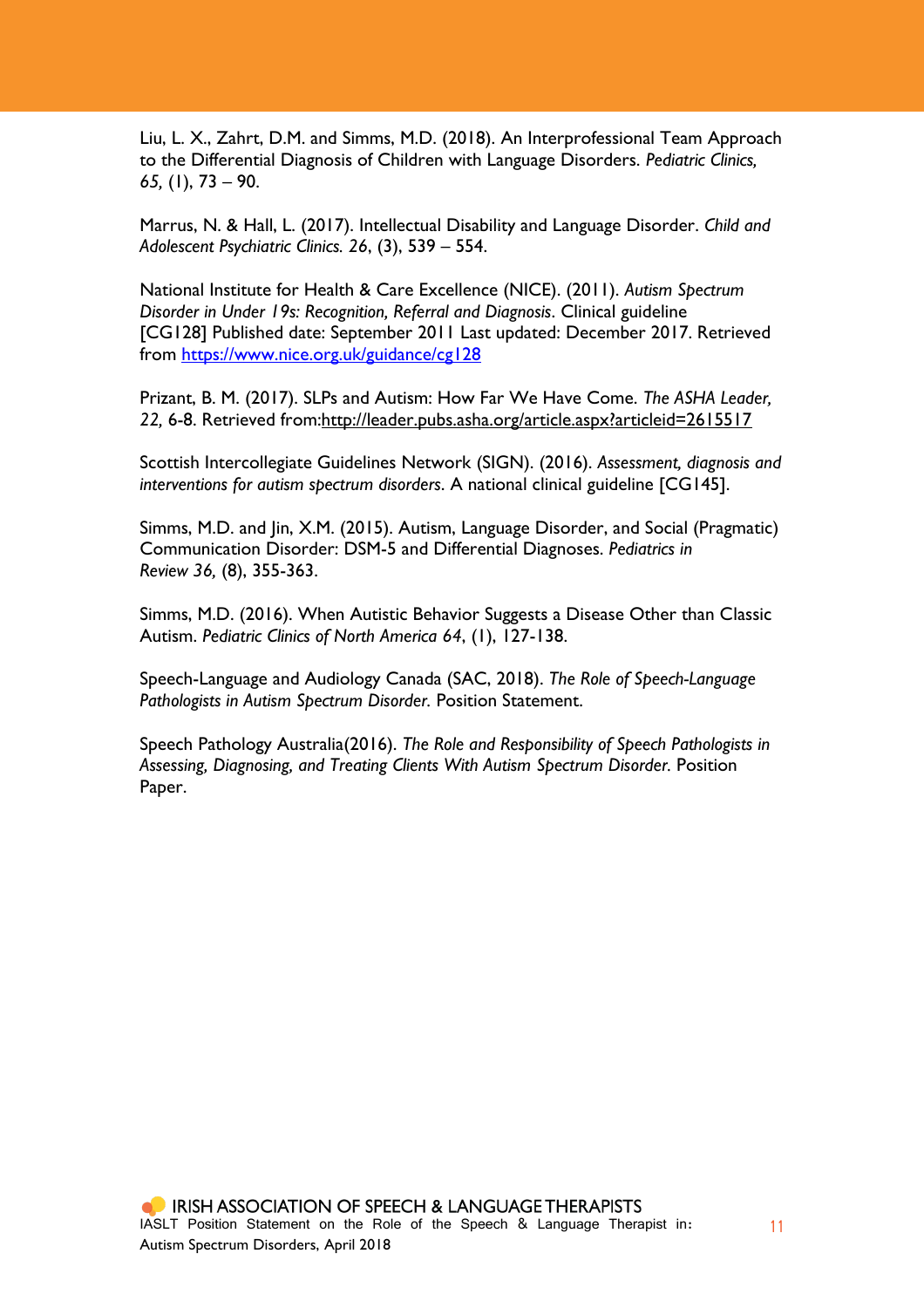Liu, L. X., Zahrt, D.M. and Simms, M.D. (2018). An Interprofessional Team Approach to the Differential Diagnosis of Children with Language Disorders. *Pediatric Clinics, 65,* (1), 73 – 90.

Marrus, N. & Hall, L. (2017). Intellectual Disability and Language Disorder. *Child and Adolescent Psychiatric Clinics. 26*, (3), 539 – 554.

National Institute for Health & Care Excellence (NICE). (2011). *Autism Spectrum Disorder in Under 19s: Recognition, Referral and Diagnosis*. Clinical guideline [CG128] Published date: September 2011 Last updated: December 2017. Retrieved from [https://www.nice.org.uk/guidance/cg128](https://www.nice.org.uk/guidance/cg128)

Prizant, B. M. (2017). SLPs and Autism: How Far We Have Come. *The ASHA Leader, 22,* 6-8. Retrieved from:[http://leader.pubs.asha.org/article.aspx?articleid=2615517](http://leader.pubs.asha.org/article.aspx?articleid=2615517)

Scottish Intercollegiate Guidelines Network (SIGN). (2016). *Assessment, diagnosis and interventions for autism spectrum disorders*. A national clinical guideline [CG145].

Simms, M.D. and Jin, X.M. (2015). Autism, Language Disorder, and Social (Pragmatic) Communication Disorder: DSM-5 and Differential Diagnoses. *Pediatrics in Review 36,* (8), 355-363.

Simms, M.D. (2016). When Autistic Behavior Suggests a Disease Other than Classic Autism. *Pediatric Clinics of North America 64*, (1), 127-138.

Speech-Language and Audiology Canada (SAC, 2018). *The Role of Speech-Language Pathologists in Autism Spectrum Disorder.* Position Statement.

Speech Pathology Australia(2016). *The Role and Responsibility of Speech Pathologists in Assessing, Diagnosing, and Treating Clients With Autism Spectrum Disorder.* Position Paper.